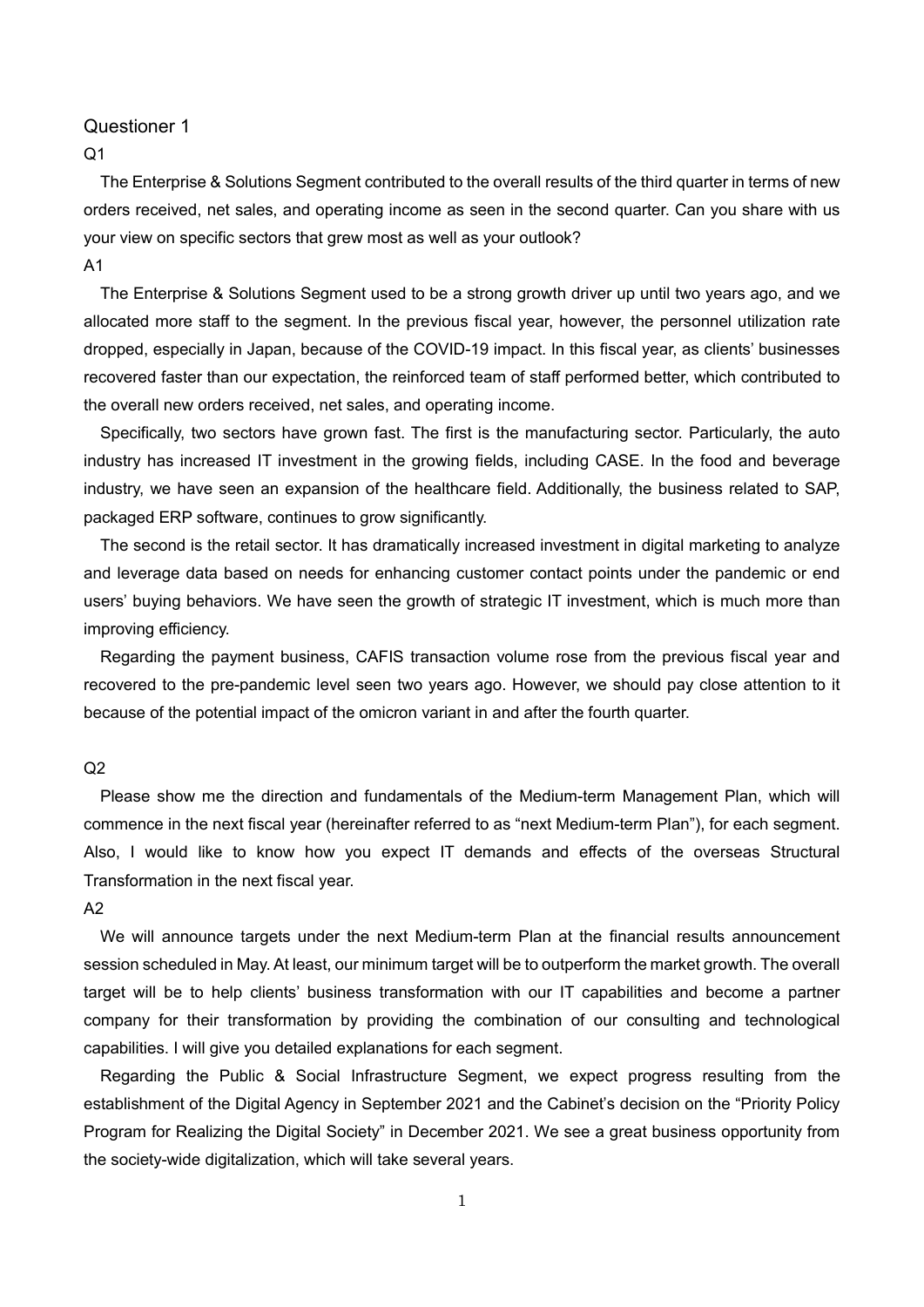## Questioner 1

**Q1**

The Enterprise & Solutions Segment contributed to the overall results of the third quarter in terms of new orders received, net sales, and operating income as seen in the second quarter. Can you share with us your view on specific sectors that grew most as well as your outlook?

**A1**

The Enterprise & Solutions Segment used to be a strong growth driver up until two years ago, and we allocated more staff to the segment. In the previous fiscal year, however, the personnel utilization rate dropped, especially in Japan, because of the COVID-19 impact. In this fiscal year, as clients' businesses recovered faster than our expectation, the reinforced team of staff performed better, which contributed to the overall new orders received, net sales, and operating income.

Specifically, two sectors have grown fast. The first is the manufacturing sector. Particularly, the auto industry has increased IT investment in the growing fields, including CASE. In the food and beverage industry, we have seen an expansion of the healthcare field. Additionally, the business related to SAP, packaged ERP software, continues to grow significantly.

The second is the retail sector. It has dramatically increased investment in digital marketing to analyze and leverage data based on needs for enhancing customer contact points under the pandemic or end users' buying behaviors. We have seen the growth of strategic IT investment, which is much more than improving efficiency.

Regarding the payment business, CAFIS transaction volume rose from the previous fiscal year and recovered to the pre-pandemic level seen two years ago. However, we should pay close attention to it because of the potential impact of the omicron variant in and after the fourth quarter.

**Q2**

Please show me the direction and fundamentals of the Medium-term Management Plan, which will commence in the next fiscal year (hereinafter referred to as "next Medium-term Plan"), for each segment. Also, I would like to know how you expect IT demands and effects of the overseas Structural Transformation in the next fiscal year.

**A2**

We will announce targets under the next Medium-term Plan at the financial results announcement session scheduled in May. At least, our minimum target will be to outperform the market growth. The overall target will be to help clients' business transformation with our IT capabilities and become a partner company for their transformation by providing the combination of our consulting and technological capabilities. I will give you detailed explanations for each segment.

Regarding the Public & Social Infrastructure Segment, we expect progress resulting from the establishment of the Digital Agency in September 2021 and the Cabinet's decision on the "Priority Policy Program for Realizing the Digital Society" in December 2021. We see a great business opportunity from the society-wide digitalization, which will take several years.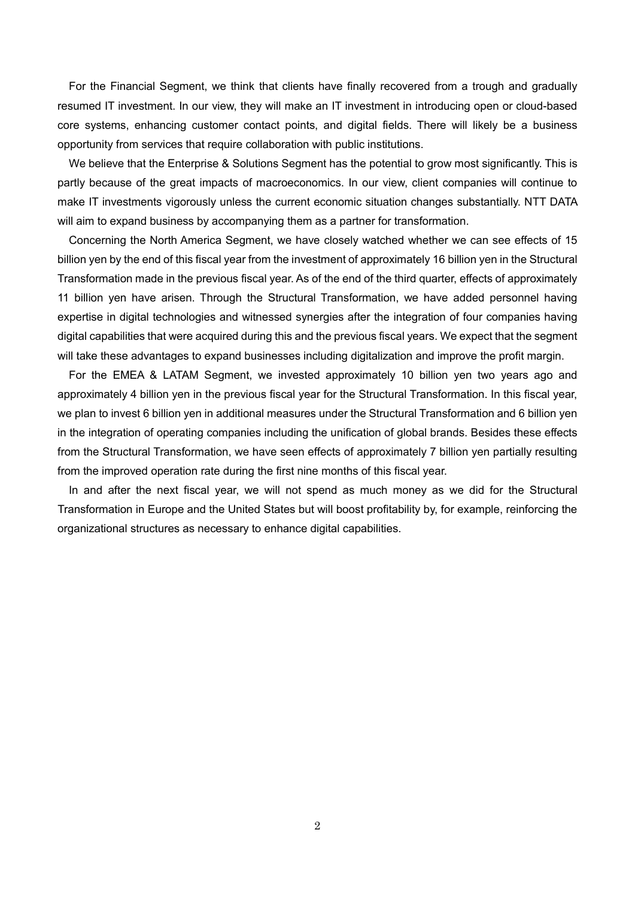For the Financial Segment, we think that clients have finally recovered from a trough and gradually resumed IT investment. In our view, they will make an IT investment in introducing open or cloud-based core systems, enhancing customer contact points, and digital fields. There will likely be a business opportunity from services that require collaboration with public institutions.

We believe that the Enterprise & Solutions Segment has the potential to grow most significantly. This is partly because of the great impacts of macroeconomics. In our view, client companies will continue to make IT investments vigorously unless the current economic situation changes substantially. NTT DATA will aim to expand business by accompanying them as a partner for transformation.

Concerning the North America Segment, we have closely watched whether we can see effects of 15 billion yen by the end of this fiscal year from the investment of approximately 16 billion yen in the Structural Transformation made in the previous fiscal year. As of the end of the third quarter, effects of approximately 11 billion yen have arisen. Through the Structural Transformation, we have added personnel having expertise in digital technologies and witnessed synergies after the integration of four companies having digital capabilities that were acquired during this and the previous fiscal years. We expect that the segment will take these advantages to expand businesses including digitalization and improve the profit margin.

For the EMEA & LATAM Segment, we invested approximately 10 billion yen two years ago and approximately 4 billion yen in the previous fiscal year for the Structural Transformation. In this fiscal year, we plan to invest 6 billion yen in additional measures under the Structural Transformation and 6 billion yen in the integration of operating companies including the unification of global brands. Besides these effects from the Structural Transformation, we have seen effects of approximately 7 billion yen partially resulting from the improved operation rate during the first nine months of this fiscal year.

In and after the next fiscal year, we will not spend as much money as we did for the Structural Transformation in Europe and the United States but will boost profitability by, for example, reinforcing the organizational structures as necessary to enhance digital capabilities.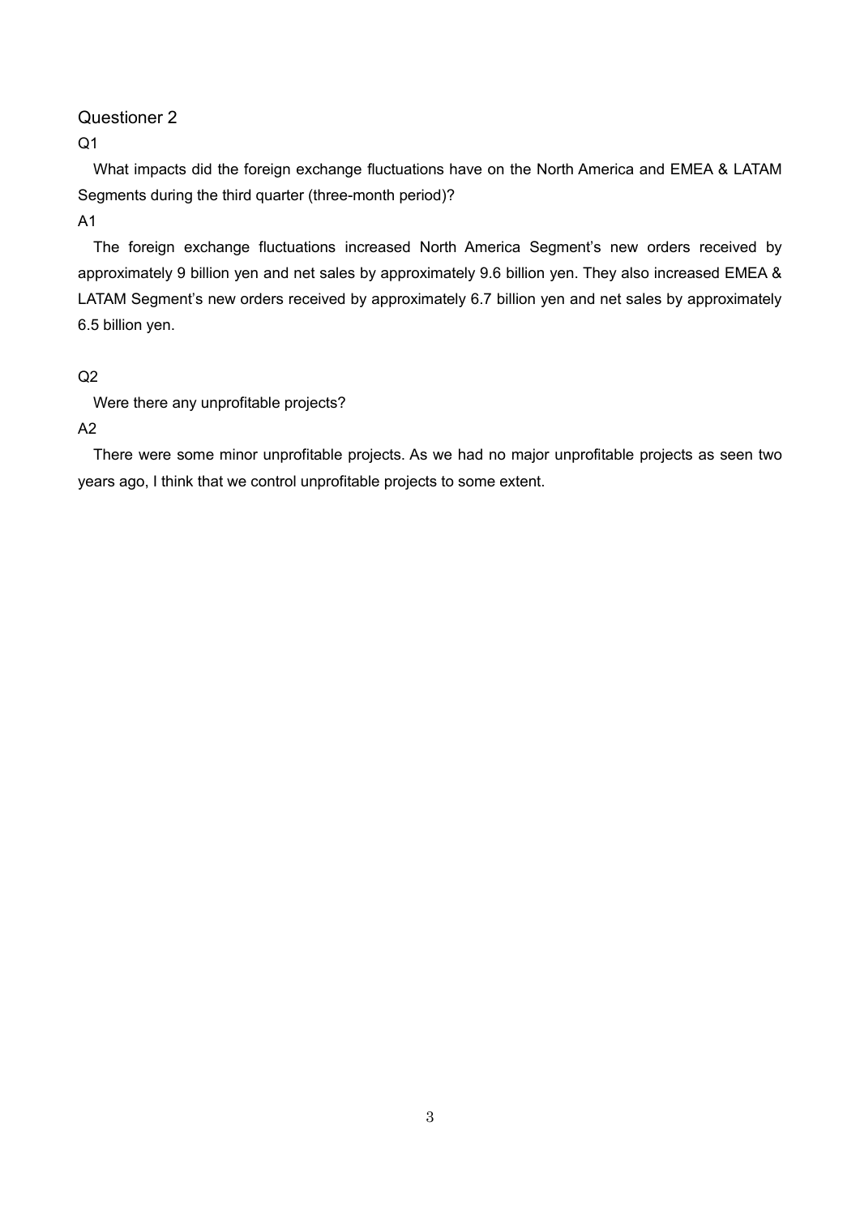## Questioner 2

Q1

What impacts did the foreign exchange fluctuations have on the North America and EMEA & LATAM Segments during the third quarter (three-month period)?

A1

The foreign exchange fluctuations increased North America Segment's new orders received by approximately 9 billion yen and net sales by approximately 9.6 billion yen. They also increased EMEA & LATAM Segment's new orders received by approximately 6.7 billion yen and net sales by approximately 6.5 billion yen.

Q2

Were there any unprofitable projects?

A2

There were some minor unprofitable projects. As we had no major unprofitable projects as seen two years ago, I think that we control unprofitable projects to some extent.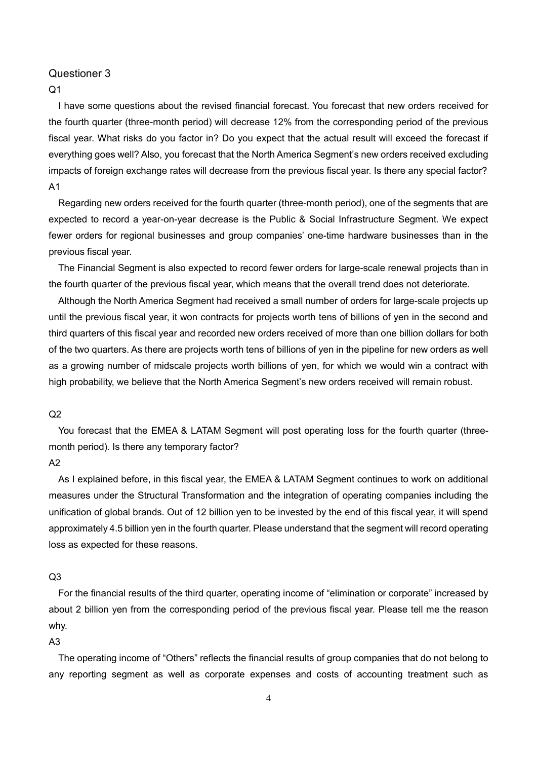Questioner 3

Q1

I have some questions about the revised financial forecast. You forecast that new orders received for the fourth quarter (three-month period) will decrease 12% from the corresponding period of the previous fiscal year. What risks do you factor in? Do you expect that the actual result will exceed the forecast if everything goes well? Also, you forecast that the North America Segment's new orders received excluding impacts of foreign exchange rates will decrease from the previous fiscal year. Is there any special factor?

A1

Regarding new orders received for the fourth quarter (three-month period), one of the segments that are expected to record a year-on-year decrease is the Public & Social Infrastructure Segment. We expect fewer orders for regional businesses and group companies' one-time hardware businesses than in the previous fiscal year.

The Financial Segment is also expected to record fewer orders for large-scale renewal projects than in the fourth quarter of the previous fiscal year, which means that the overall trend does not deteriorate.

Although the North America Segment had received a small number of orders for large-scale projects up until the previous fiscal year, it won contracts for projects worth tens of billions of yen in the second and third quarters of this fiscal year and recorded new orders received of more than one billion dollars for both of the two quarters. As there are projects worth tens of billions of yen in the pipeline for new orders as well as a growing number of midscale projects worth billions of yen, for which we would win a contract with high probability, we believe that the North America Segment's new orders received will remain robust.

Q2

You forecast that the EMEA & LATAM Segment will post operating loss for the fourth quarter (three-month period). Is there any temporary factor?

A2

As I explained before, in this fiscal year, the EMEA & LATAM Segment continues to work on additional measures under the Structural Transformation and the integration of operating companies including the unification of global brands. Out of 12 billion yen to be invested by the end of this fiscal year, it will spend approximately 4.5 billion yen in the fourth quarter. Please understand that the segment will record operating loss as expected for these reasons.

Q3

For the financial results of the third quarter, operating income of "elimination or corporate" increased by about 2 billion yen from the corresponding period of the previous fiscal year. Please tell me the reason why.

A3

The operating income of "Others" reflects the financial results of group companies that do not belong to any reporting segment as well as corporate expenses and costs of accounting treatment such as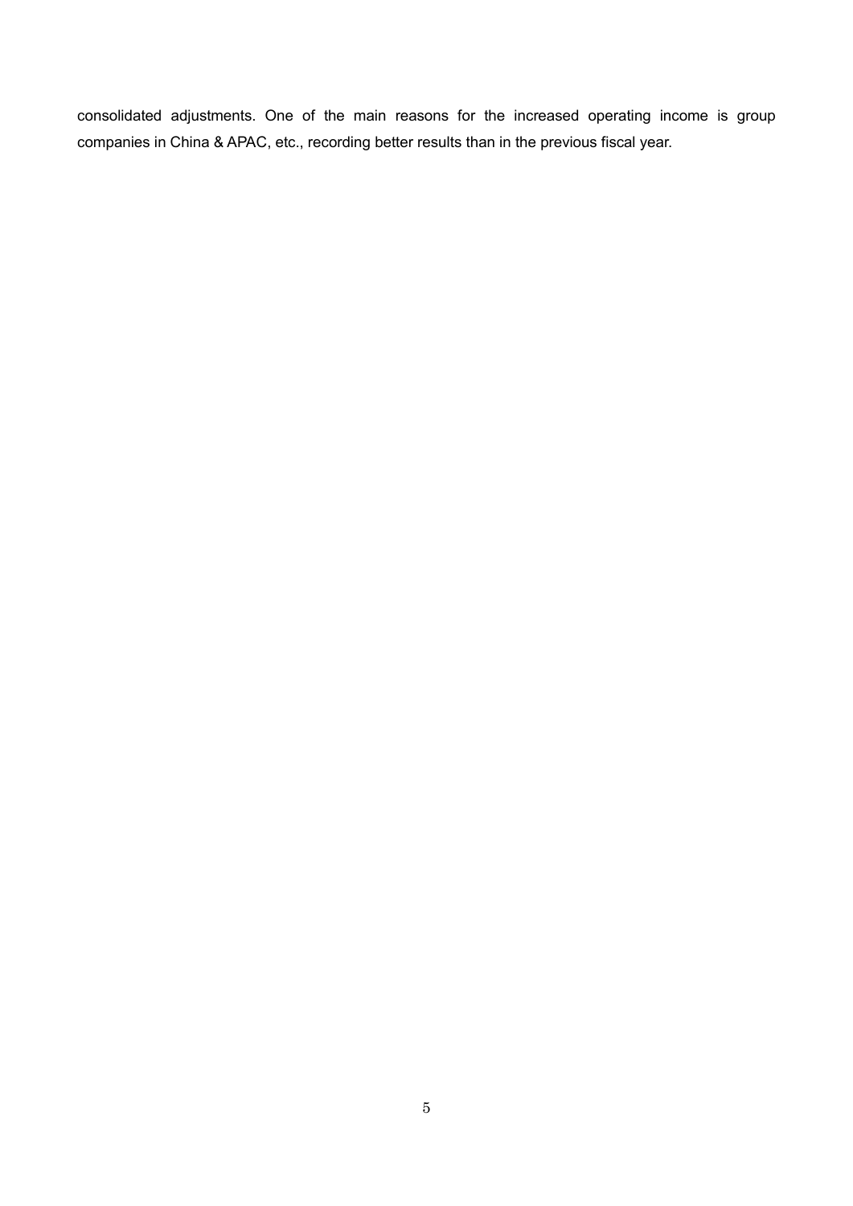consolidated adjustments. One of the main reasons for the increased operating income is group companies in China & APAC, etc., recording better results than in the previous fiscal year.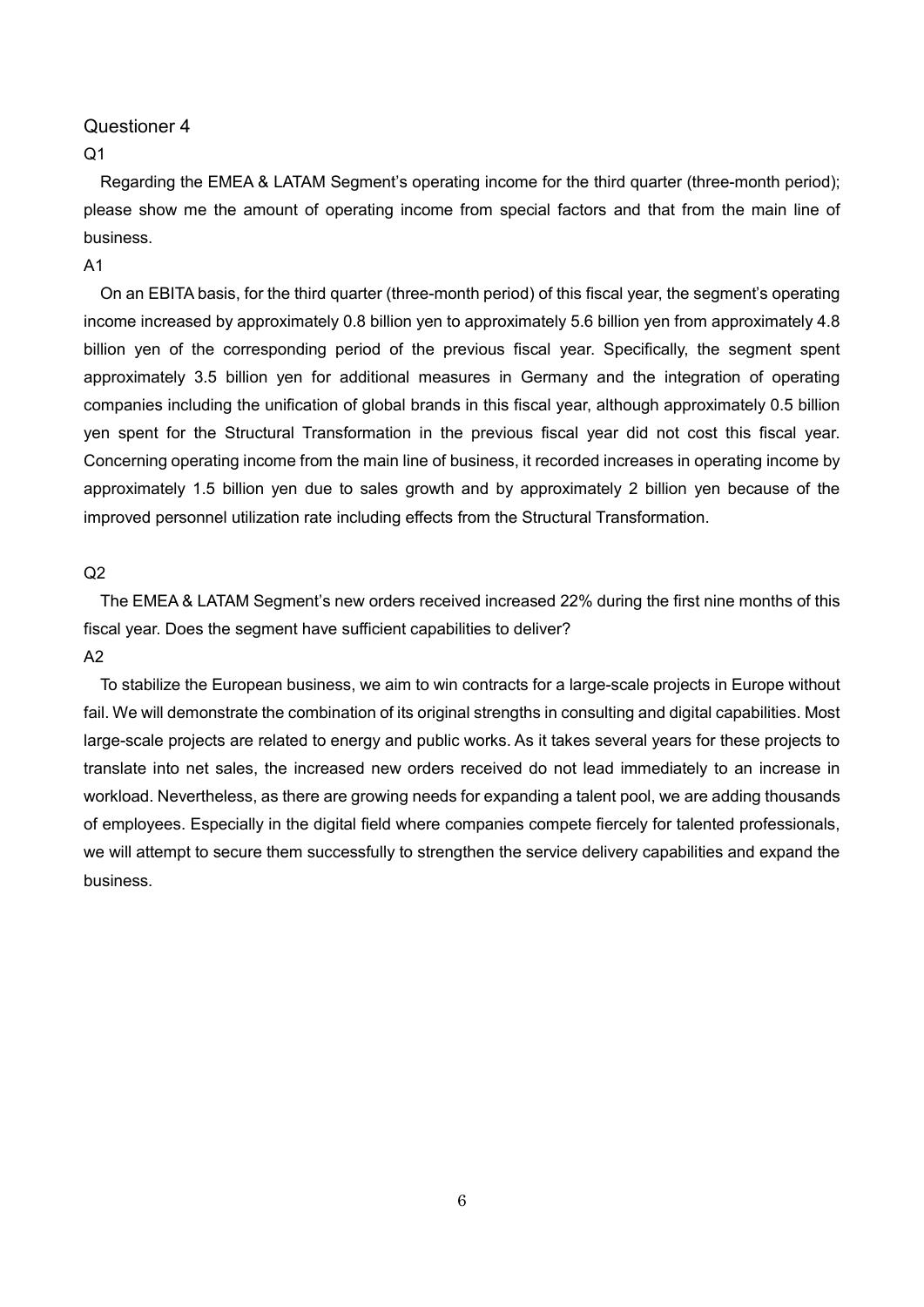Questioner 4

Q1

Regarding the EMEA & LATAM Segment's operating income for the third quarter (three-month period); please show me the amount of operating income from special factors and that from the main line of business.

A1

On an EBITA basis, for the third quarter (three-month period) of this fiscal year, the segment's operating income increased by approximately 0.8 billion yen to approximately 5.6 billion yen from approximately 4.8 billion yen of the corresponding period of the previous fiscal year. Specifically, the segment spent approximately 3.5 billion yen for additional measures in Germany and the integration of operating companies including the unification of global brands in this fiscal year, although approximately 0.5 billion yen spent for the Structural Transformation in the previous fiscal year did not cost this fiscal year. Concerning operating income from the main line of business, it recorded increases in operating income by approximately 1.5 billion yen due to sales growth and by approximately 2 billion yen because of the improved personnel utilization rate including effects from the Structural Transformation.

Q2

The EMEA & LATAM Segment's new orders received increased 22% during the first nine months of this fiscal year. Does the segment have sufficient capabilities to deliver?

A2

To stabilize the European business, we aim to win contracts for a large-scale projects in Europe without fail. We will demonstrate the combination of its original strengths in consulting and digital capabilities. Most large-scale projects are related to energy and public works. As it takes several years for these projects to translate into net sales, the increased new orders received do not lead immediately to an increase in workload. Nevertheless, as there are growing needs for expanding a talent pool, we are adding thousands of employees. Especially in the digital field where companies compete fiercely for talented professionals, we will attempt to secure them successfully to strengthen the service delivery capabilities and expand the business.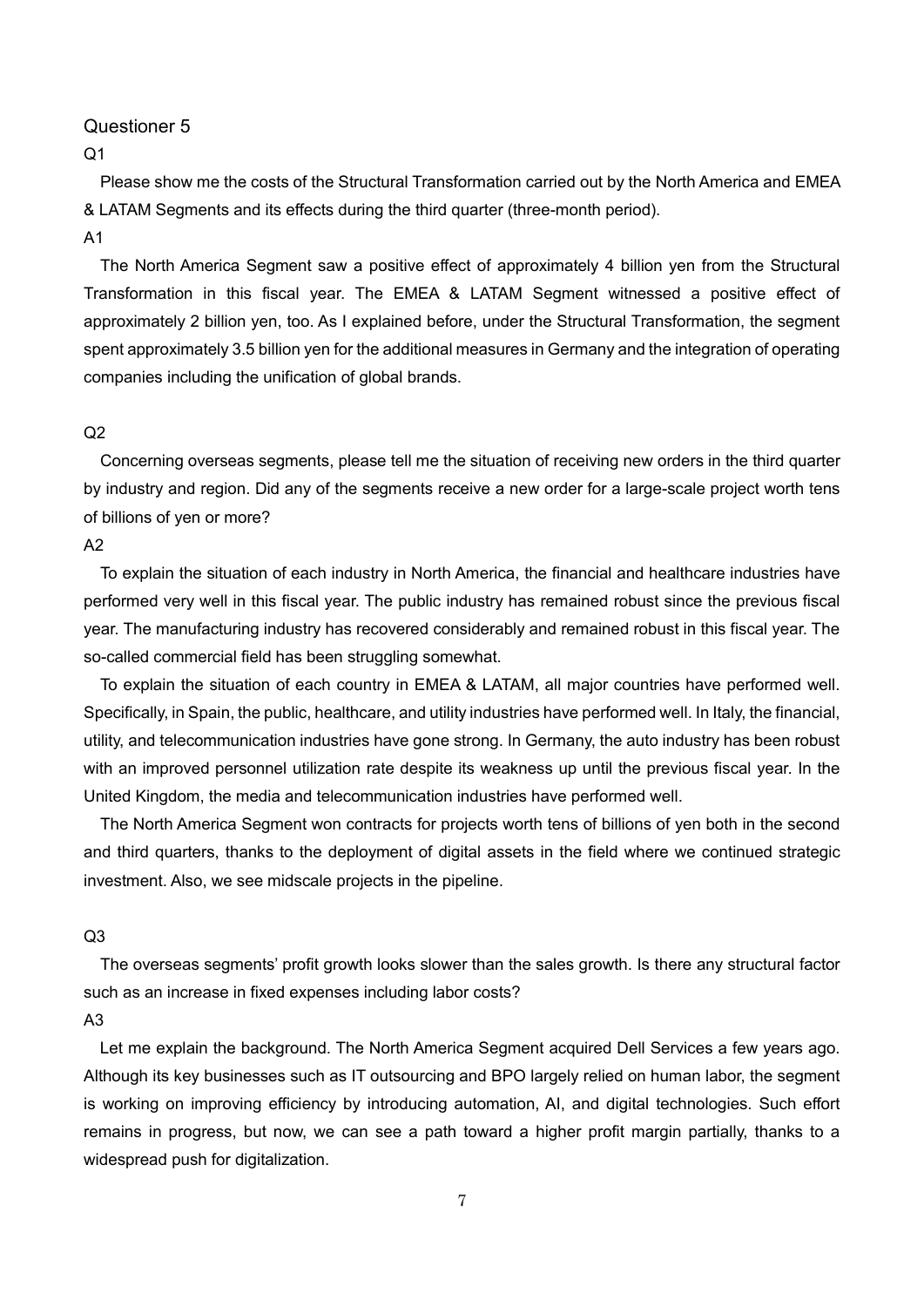Questioner 5

Q1

Please show me the costs of the Structural Transformation carried out by the North America and EMEA & LATAM Segments and its effects during the third quarter (three-month period).

A1

The North America Segment saw a positive effect of approximately 4 billion yen from the Structural Transformation in this fiscal year. The EMEA & LATAM Segment witnessed a positive effect of approximately 2 billion yen, too. As I explained before, under the Structural Transformation, the segment spent approximately 3.5 billion yen for the additional measures in Germany and the integration of operating companies including the unification of global brands.

Q2

Concerning overseas segments, please tell me the situation of receiving new orders in the third quarter by industry and region. Did any of the segments receive a new order for a large-scale project worth tens of billions of yen or more?

A2

To explain the situation of each industry in North America, the financial and healthcare industries have performed very well in this fiscal year. The public industry has remained robust since the previous fiscal year. The manufacturing industry has recovered considerably and remained robust in this fiscal year. The so-called commercial field has been struggling somewhat.

To explain the situation of each country in EMEA & LATAM, all major countries have performed well. Specifically, in Spain, the public, healthcare, and utility industries have performed well. In Italy, the financial, utility, and telecommunication industries have gone strong. In Germany, the auto industry has been robust with an improved personnel utilization rate despite its weakness up until the previous fiscal year. In the United Kingdom, the media and telecommunication industries have performed well.

The North America Segment won contracts for projects worth tens of billions of yen both in the second and third quarters, thanks to the deployment of digital assets in the field where we continued strategic investment. Also, we see midscale projects in the pipeline.

Q3

The overseas segments' profit growth looks slower than the sales growth. Is there any structural factor such as an increase in fixed expenses including labor costs?

A3

Let me explain the background. The North America Segment acquired Dell Services a few years ago. Although its key businesses such as IT outsourcing and BPO largely relied on human labor, the segment is working on improving efficiency by introducing automation, AI, and digital technologies. Such effort remains in progress, but now, we can see a path toward a higher profit margin partially, thanks to a widespread push for digitalization.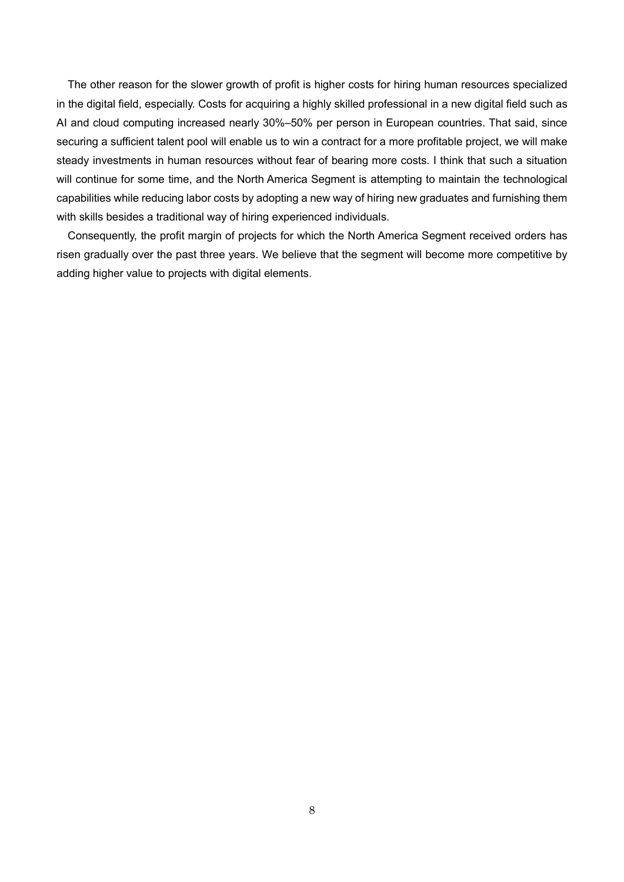The other reason for the slower growth of profit is higher costs for hiring human resources specialized in the digital field, especially. Costs for acquiring a highly skilled professional in a new digital field such as AI and cloud computing increased nearly 30%–50% per person in European countries. That said, since securing a sufficient talent pool will enable us to win a contract for a more profitable project, we will make steady investments in human resources without fear of bearing more costs. I think that such a situation will continue for some time, and the North America Segment is attempting to maintain the technological capabilities while reducing labor costs by adopting a new way of hiring new graduates and furnishing them with skills besides a traditional way of hiring experienced individuals.

Consequently, the profit margin of projects for which the North America Segment received orders has risen gradually over the past three years. We believe that the segment will become more competitive by adding higher value to projects with digital elements.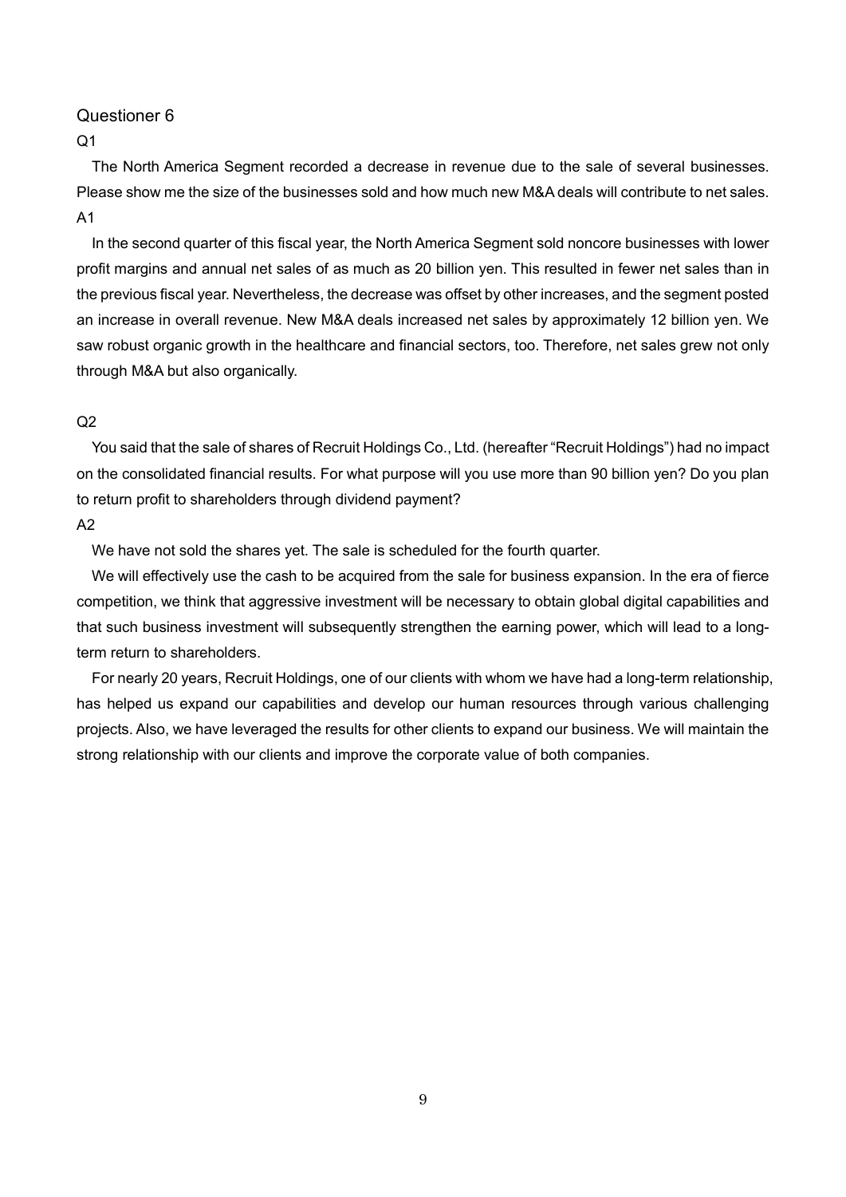Questioner 6

Q1

The North America Segment recorded a decrease in revenue due to the sale of several businesses. Please show me the size of the businesses sold and how much new M&A deals will contribute to net sales.

A1

In the second quarter of this fiscal year, the North America Segment sold noncore businesses with lower profit margins and annual net sales of as much as 20 billion yen. This resulted in fewer net sales than in the previous fiscal year. Nevertheless, the decrease was offset by other increases, and the segment posted an increase in overall revenue. New M&A deals increased net sales by approximately 12 billion yen. We saw robust organic growth in the healthcare and financial sectors, too. Therefore, net sales grew not only through M&A but also organically.

Q2

You said that the sale of shares of Recruit Holdings Co., Ltd. (hereafter "Recruit Holdings") had no impact on the consolidated financial results. For what purpose will you use more than 90 billion yen? Do you plan to return profit to shareholders through dividend payment?

A2

We have not sold the shares yet. The sale is scheduled for the fourth quarter.

We will effectively use the cash to be acquired from the sale for business expansion. In the era of fierce competition, we think that aggressive investment will be necessary to obtain global digital capabilities and that such business investment will subsequently strengthen the earning power, which will lead to a long-term return to shareholders.

For nearly 20 years, Recruit Holdings, one of our clients with whom we have had a long-term relationship, has helped us expand our capabilities and develop our human resources through various challenging projects. Also, we have leveraged the results for other clients to expand our business. We will maintain the strong relationship with our clients and improve the corporate value of both companies.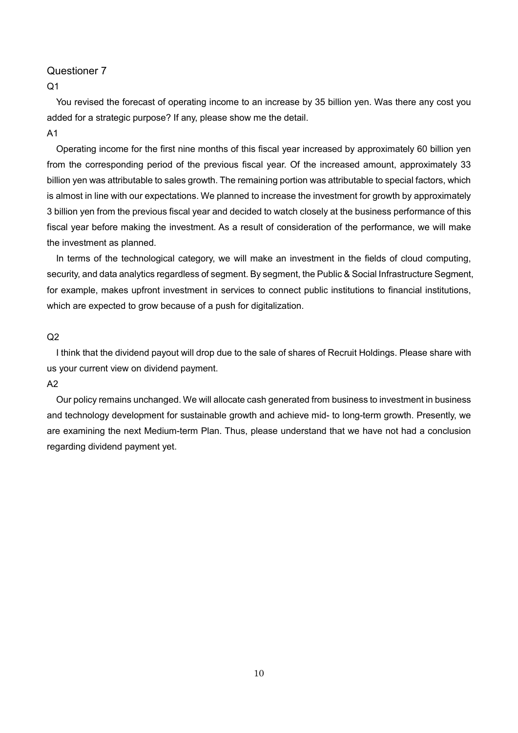Questioner 7

Q1

You revised the forecast of operating income to an increase by 35 billion yen. Was there any cost you added for a strategic purpose? If any, please show me the detail.

A1

Operating income for the first nine months of this fiscal year increased by approximately 60 billion yen from the corresponding period of the previous fiscal year. Of the increased amount, approximately 33 billion yen was attributable to sales growth. The remaining portion was attributable to special factors, which is almost in line with our expectations. We planned to increase the investment for growth by approximately 3 billion yen from the previous fiscal year and decided to watch closely at the business performance of this fiscal year before making the investment. As a result of consideration of the performance, we will make the investment as planned.

In terms of the technological category, we will make an investment in the fields of cloud computing, security, and data analytics regardless of segment. By segment, the Public & Social Infrastructure Segment, for example, makes upfront investment in services to connect public institutions to financial institutions, which are expected to grow because of a push for digitalization.

Q2

I think that the dividend payout will drop due to the sale of shares of Recruit Holdings. Please share with us your current view on dividend payment.

A2

Our policy remains unchanged. We will allocate cash generated from business to investment in business and technology development for sustainable growth and achieve mid- to long-term growth. Presently, we are examining the next Medium-term Plan. Thus, please understand that we have not had a conclusion regarding dividend payment yet.